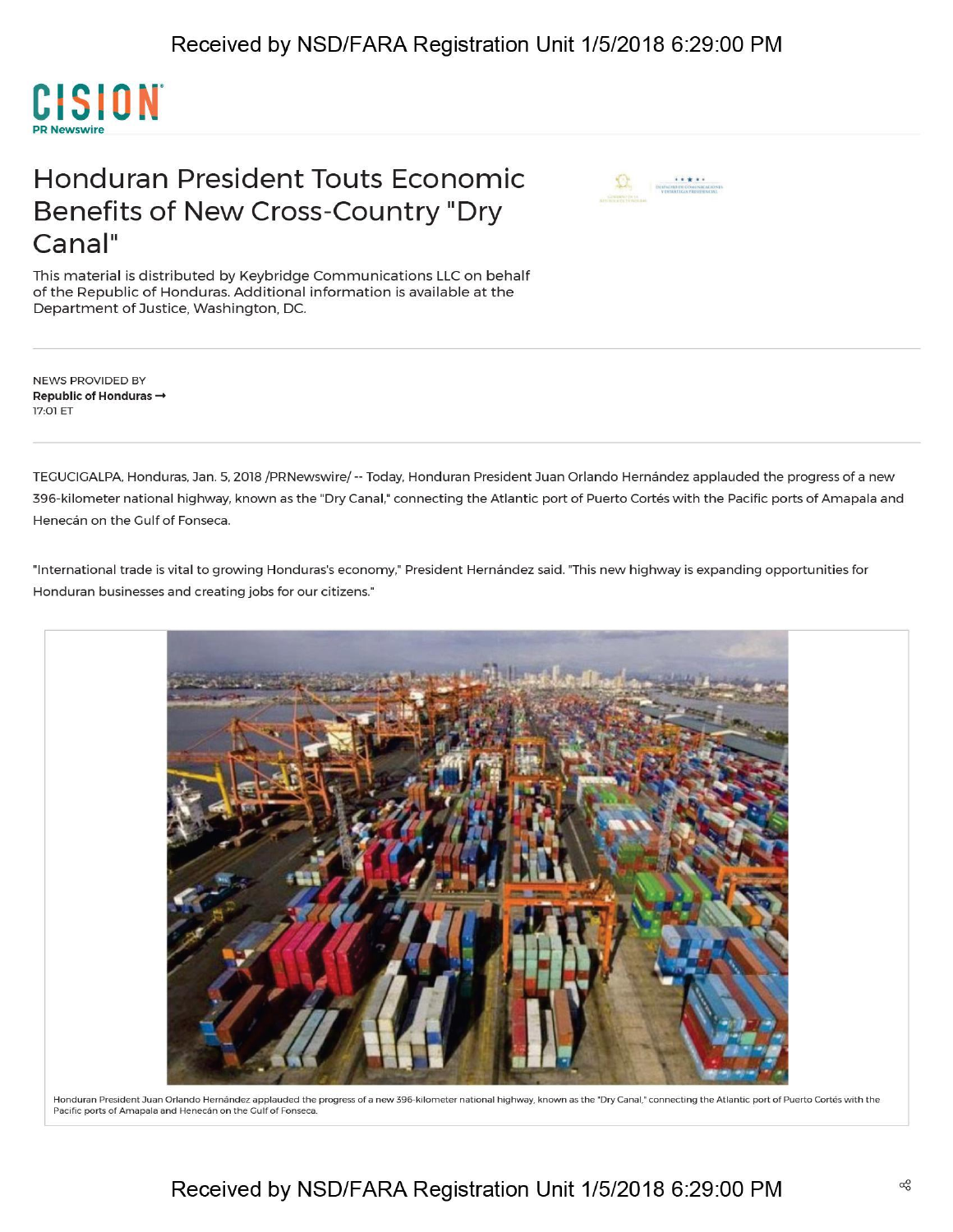CISION
PR Newswire

# Honduran President Touts Economic Benefits of New Cross-Country "Dry Canal"

This material is distributed by Keybridge Communications LLC on behalf of the Republic of Honduras. Additional information is available at the Department of Justice, Washington, DC.

NEWS PROVIDED BY
**Republic of Honduras →**
17:01 ET

TEGUCIGALPA, Honduras, Jan. 5, 2018 /PRNewswire/ -- Today, Honduran President Juan Orlando Hernández applauded the progress of a new 396-kilometer national highway, known as the "Dry Canal," connecting the Atlantic port of Puerto Cortés with the Pacific ports of Amapala and Henecán on the Gulf of Fonseca.

"International trade is vital to growing Honduras's economy," President Hernández said. "This new highway is expanding opportunities for Honduran businesses and creating jobs for our citizens."

Honduran President Juan Orlando Hernández applauded the progress of a new 396-kilometer national highway, known as the "Dry Canal," connecting the Atlantic port of Puerto Cortés with the Pacific ports of Amapala and Henecán on the Gulf of Fonseca.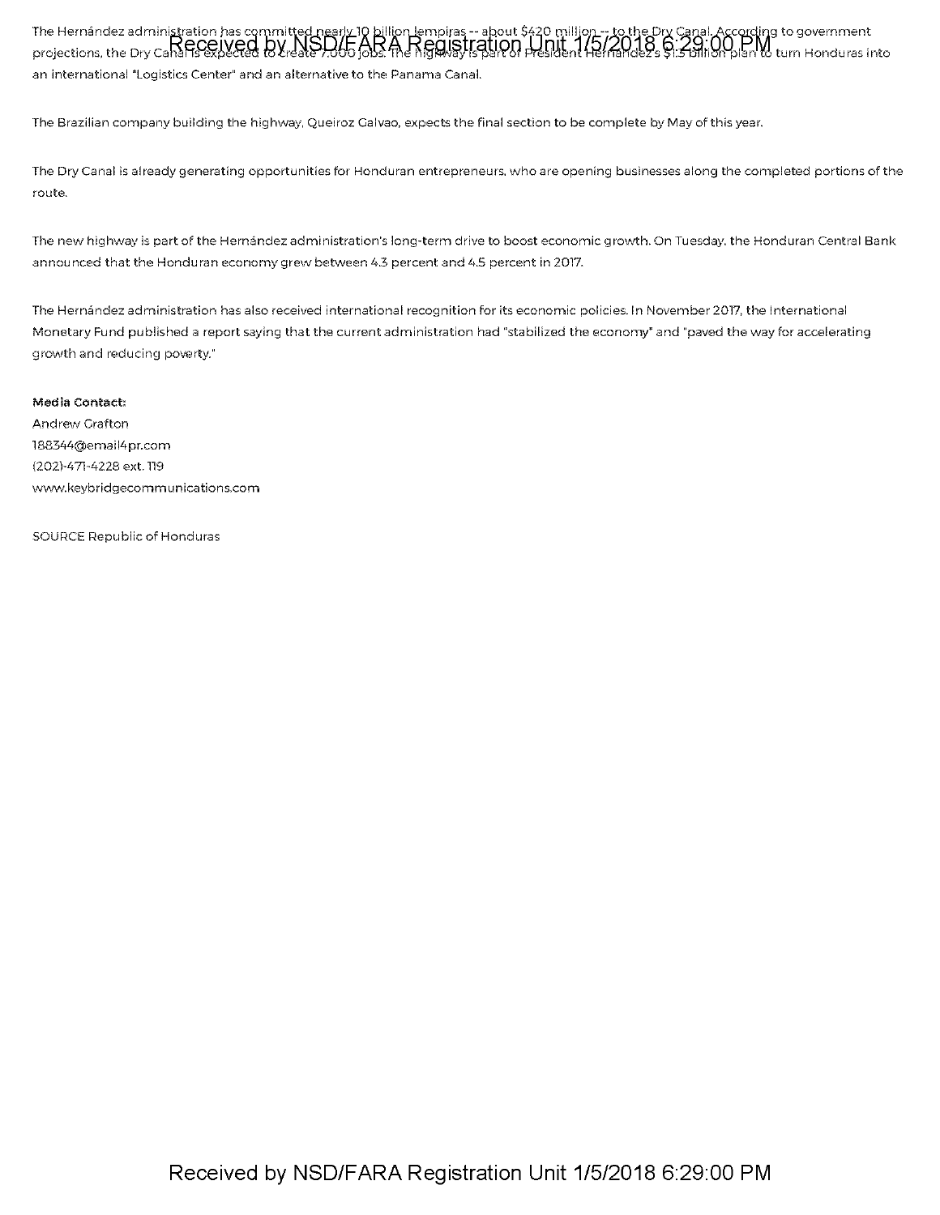The Hernández administration has committed nearly 10 billion lempiras -- about $420 million -- to the Dry Canal. According to government projections, the Dry Canal is expected to create 7,000 jobs. The highway is part of President Hernández's $1.5 billion plan to turn Honduras into an international "Logistics Center" and an alternative to the Panama Canal.

The Brazilian company building the highway, Queiroz Galvao, expects the final section to be complete by May of this year.

The Dry Canal is already generating opportunities for Honduran entrepreneurs, who are opening businesses along the completed portions of the route.

The new highway is part of the Hernández administration's long-term drive to boost economic growth. On Tuesday, the Honduran Central Bank announced that the Honduran economy grew between 4.3 percent and 4.5 percent in 2017.

The Hernández administration has also received international recognition for its economic policies. In November 2017, the International Monetary Fund published a report saying that the current administration had "stabilized the economy" and "paved the way for accelerating growth and reducing poverty."

**Media Contact:**
Andrew Grafton
188344@email4pr.com
(202)-471-4228 ext. 119
www.keybridgecommunications.com

SOURCE Republic of Honduras